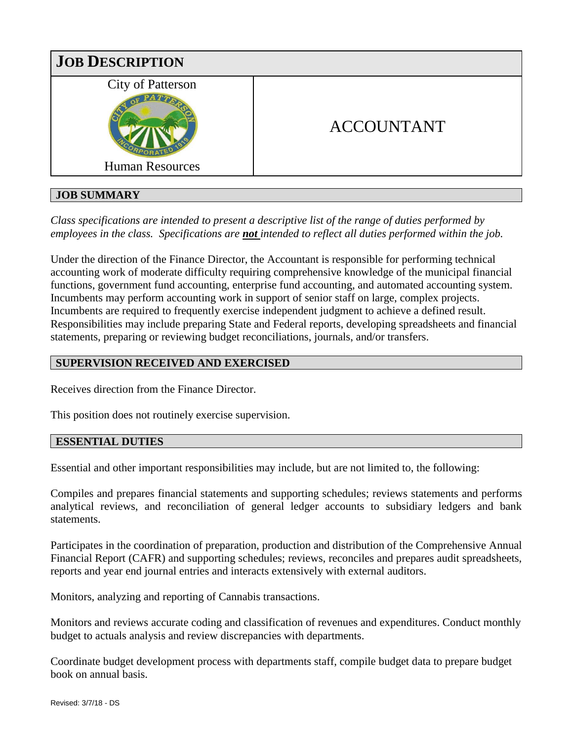# JOB DESCRIPTION

City of Patterson

Human Resources

## ACCOUNTANT

## JOB SUMMARY

*Class specifications are intended to present a descriptive list of the range of duties performed by employees in the class. Specifications are* ***not*** *intended to reflect all duties performed within the job.*

Under the direction of the Finance Director, the Accountant is responsible for performing technical accounting work of moderate difficulty requiring comprehensive knowledge of the municipal financial functions, government fund accounting, enterprise fund accounting, and automated accounting system. Incumbents may perform accounting work in support of senior staff on large, complex projects. Incumbents are required to frequently exercise independent judgment to achieve a defined result. Responsibilities may include preparing State and Federal reports, developing spreadsheets and financial statements, preparing or reviewing budget reconciliations, journals, and/or transfers.

## SUPERVISION RECEIVED AND EXERCISED

Receives direction from the Finance Director.

This position does not routinely exercise supervision.

## ESSENTIAL DUTIES

Essential and other important responsibilities may include, but are not limited to, the following:

Compiles and prepares financial statements and supporting schedules; reviews statements and performs analytical reviews, and reconciliation of general ledger accounts to subsidiary ledgers and bank statements.

Participates in the coordination of preparation, production and distribution of the Comprehensive Annual Financial Report (CAFR) and supporting schedules; reviews, reconciles and prepares audit spreadsheets, reports and year end journal entries and interacts extensively with external auditors.

Monitors, analyzing and reporting of Cannabis transactions.

Monitors and reviews accurate coding and classification of revenues and expenditures. Conduct monthly budget to actuals analysis and review discrepancies with departments.

Coordinate budget development process with departments staff, compile budget data to prepare budget book on annual basis.

Revised: 3/7/18 - DS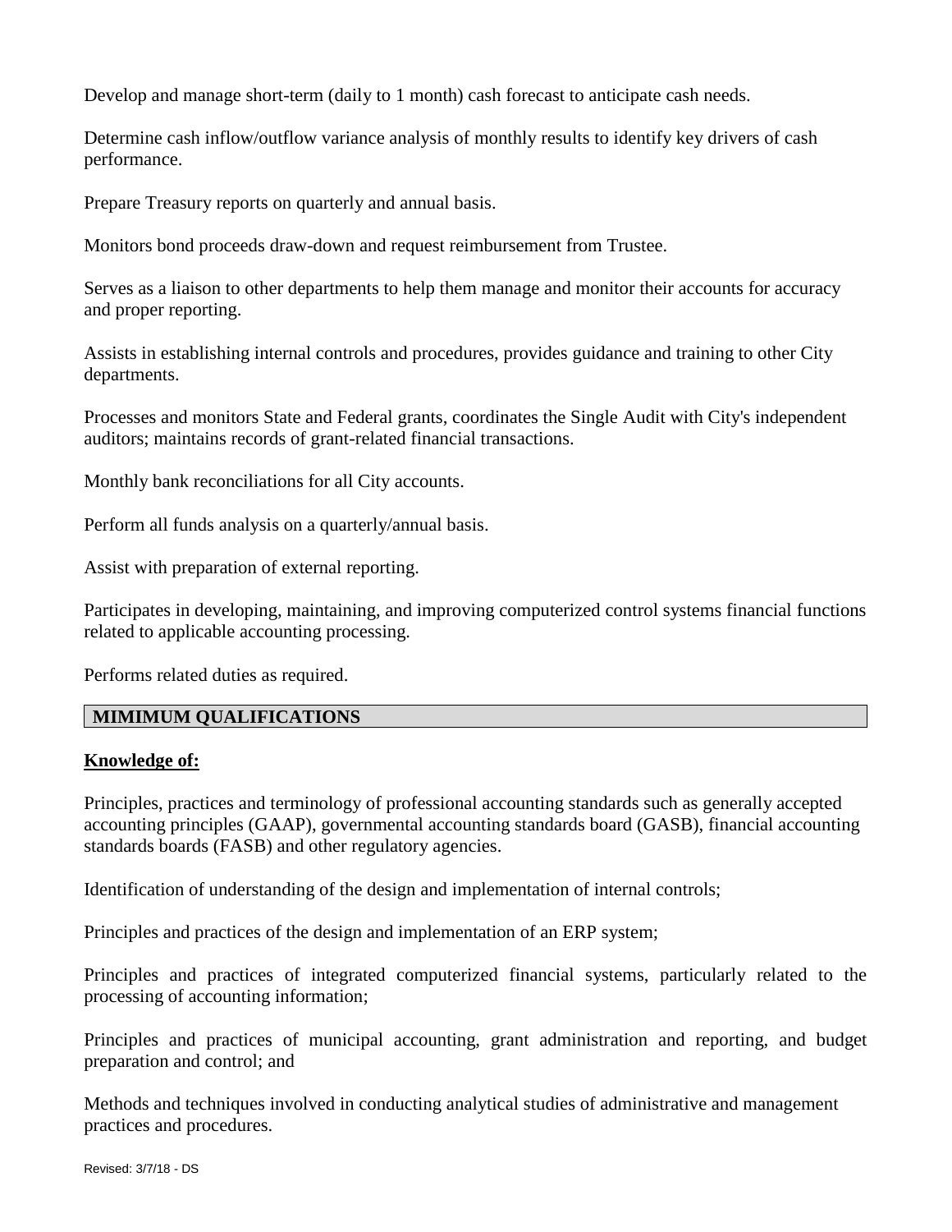Develop and manage short-term (daily to 1 month) cash forecast to anticipate cash needs.

Determine cash inflow/outflow variance analysis of monthly results to identify key drivers of cash performance.

Prepare Treasury reports on quarterly and annual basis.

Monitors bond proceeds draw-down and request reimbursement from Trustee.

Serves as a liaison to other departments to help them manage and monitor their accounts for accuracy and proper reporting.

Assists in establishing internal controls and procedures, provides guidance and training to other City departments.

Processes and monitors State and Federal grants, coordinates the Single Audit with City's independent auditors; maintains records of grant-related financial transactions.

Monthly bank reconciliations for all City accounts.

Perform all funds analysis on a quarterly/annual basis.

Assist with preparation of external reporting.

Participates in developing, maintaining, and improving computerized control systems financial functions related to applicable accounting processing.

Performs related duties as required.

## MIMIMUM QUALIFICATIONS

**Knowledge of:**

Principles, practices and terminology of professional accounting standards such as generally accepted accounting principles (GAAP), governmental accounting standards board (GASB), financial accounting standards boards (FASB) and other regulatory agencies.

Identification of understanding of the design and implementation of internal controls;

Principles and practices of the design and implementation of an ERP system;

Principles and practices of integrated computerized financial systems, particularly related to the processing of accounting information;

Principles and practices of municipal accounting, grant administration and reporting, and budget preparation and control; and

Methods and techniques involved in conducting analytical studies of administrative and management practices and procedures.

Revised: 3/7/18 - DS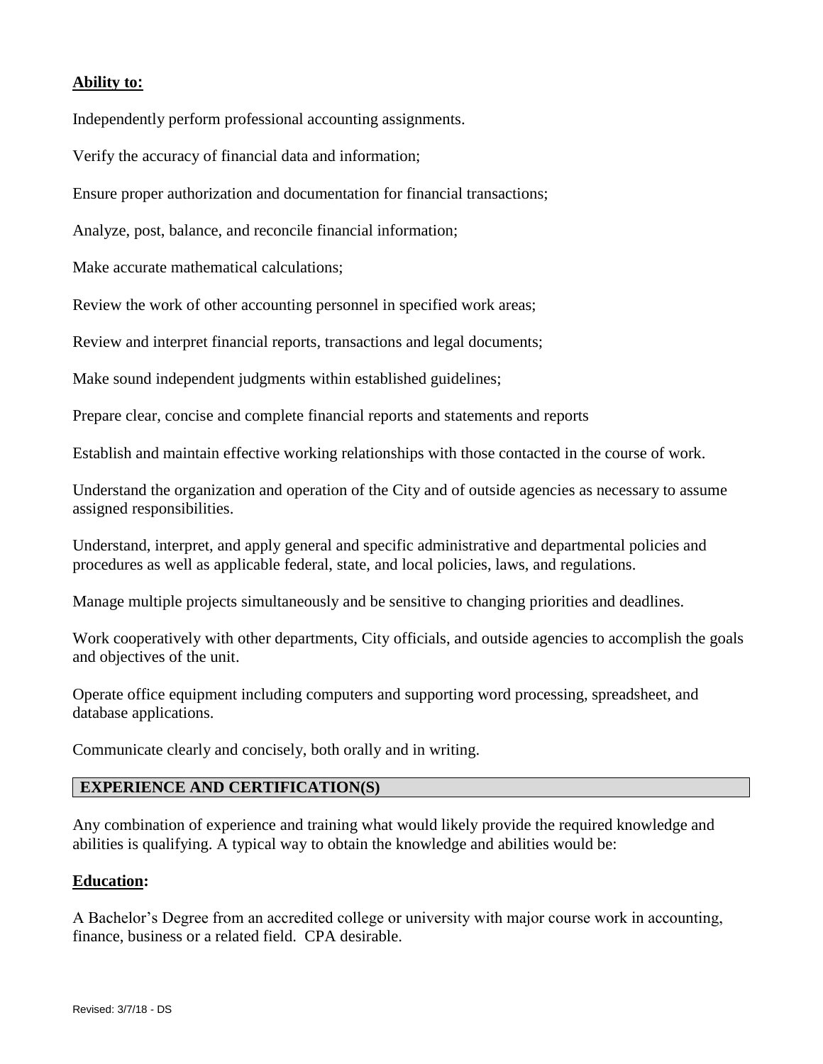**Ability to:**

Independently perform professional accounting assignments.

Verify the accuracy of financial data and information;

Ensure proper authorization and documentation for financial transactions;

Analyze, post, balance, and reconcile financial information;

Make accurate mathematical calculations;

Review the work of other accounting personnel in specified work areas;

Review and interpret financial reports, transactions and legal documents;

Make sound independent judgments within established guidelines;

Prepare clear, concise and complete financial reports and statements and reports

Establish and maintain effective working relationships with those contacted in the course of work.

Understand the organization and operation of the City and of outside agencies as necessary to assume assigned responsibilities.

Understand, interpret, and apply general and specific administrative and departmental policies and procedures as well as applicable federal, state, and local policies, laws, and regulations.

Manage multiple projects simultaneously and be sensitive to changing priorities and deadlines.

Work cooperatively with other departments, City officials, and outside agencies to accomplish the goals and objectives of the unit.

Operate office equipment including computers and supporting word processing, spreadsheet, and database applications.

Communicate clearly and concisely, both orally and in writing.

## EXPERIENCE AND CERTIFICATION(S)

Any combination of experience and training what would likely provide the required knowledge and abilities is qualifying. A typical way to obtain the knowledge and abilities would be:

**Education:**

A Bachelor's Degree from an accredited college or university with major course work in accounting, finance, business or a related field. CPA desirable.

Revised: 3/7/18 - DS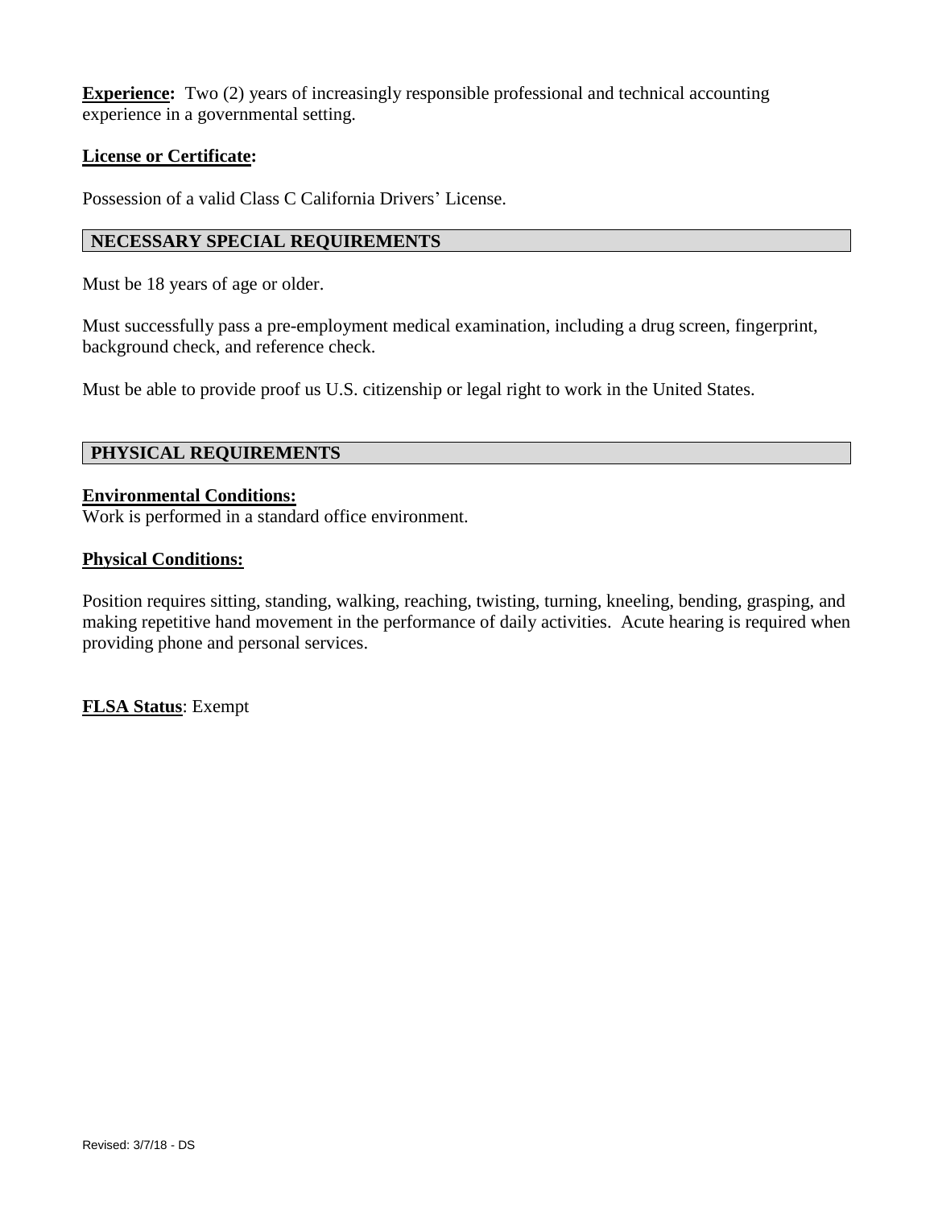**Experience:** Two (2) years of increasingly responsible professional and technical accounting experience in a governmental setting.

**License or Certificate:**

Possession of a valid Class C California Drivers' License.

## NECESSARY SPECIAL REQUIREMENTS

Must be 18 years of age or older.

Must successfully pass a pre-employment medical examination, including a drug screen, fingerprint, background check, and reference check.

Must be able to provide proof us U.S. citizenship or legal right to work in the United States.

## PHYSICAL REQUIREMENTS

**Environmental Conditions:**
Work is performed in a standard office environment.

**Physical Conditions:**

Position requires sitting, standing, walking, reaching, twisting, turning, kneeling, bending, grasping, and making repetitive hand movement in the performance of daily activities. Acute hearing is required when providing phone and personal services.

**FLSA Status**: Exempt

Revised: 3/7/18 - DS